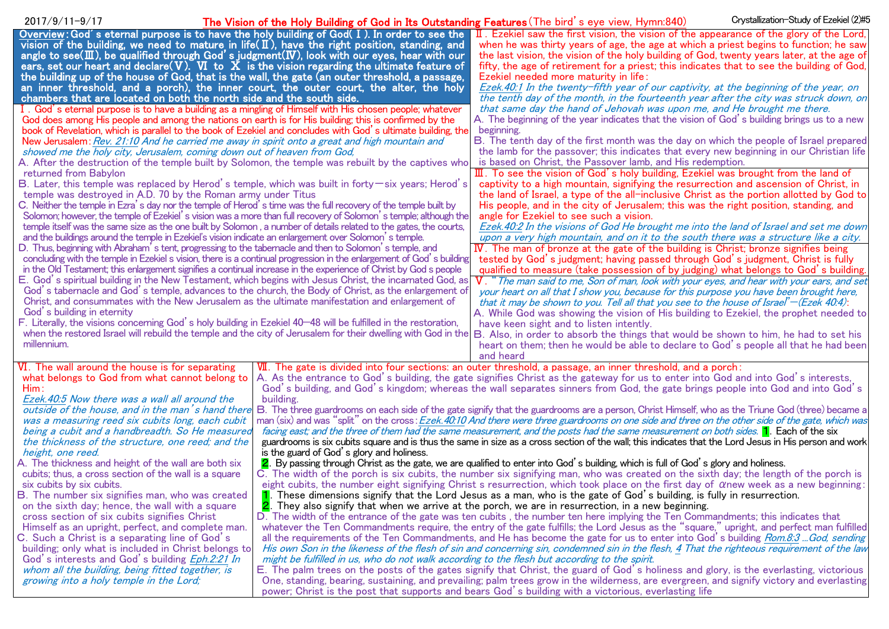2017/9/11-9/17

# The Vision of the Holy Building of God in Its Outstanding Features (The bird's eye view, Hymn:840)

Crystallization-Study of Ezekiel (2)#5

**Overview: God's eternal purpose is to have the holy building of God(Ⅰ). In order to see the vision of the building, we need to mature in life(Ⅱ), have the right position, standing, and angle to see(Ⅲ), be qualified through God's judgment(Ⅳ), look with our eyes, hear with our ears, set our heart and declare(Ⅴ). Ⅵ to Ⅹ is the vision regarding the ultimate feature of the building up of the house of God, that is the wall, the gate (an outer threshold, a passage, an inner threshold, and a porch), the inner court, the outer court, the alter, the holy chambers that are located on both the north side and the south side.**

Ⅰ. God's eternal purpose is to have a building as a mingling of Himself with His chosen people; whatever God does among His people and among the nations on earth is for His building; this is confirmed by the book of Revelation, which is parallel to the book of Ezekiel and concludes with God's ultimate building, the New Jerusalem: *Rev. 21:10 And he carried me away in spirit onto a great and high mountain and showed me the holy city, Jerusalem, coming down out of heaven from God,*

A. After the destruction of the temple built by Solomon, the temple was rebuilt by the captives who returned from Babylon

B. Later, this temple was replaced by Herod's temple, which was built in forty-six years; Herod's temple was destroyed in A.D. 70 by the Roman army under Titus

C. Neither the temple in Ezra's day nor the temple of Herod's time was the full recovery of the temple built by Solomon; however, the temple of Ezekiel's vision was a more than full recovery of Solomon's temple; although the temple itself was the same size as the one built by Solomon, a number of details related to the gates, the courts, and the buildings around the temple in Ezekiel's vision indicate an enlargement over Solomon's temple.

D. Thus, beginning with Abraham's tent, progressing to the tabernacle and then to Solomon's temple, and concluding with the temple in Ezekiel s vision, there is a continual progression in the enlargement of God's building in the Old Testament; this enlargement signifies a continual increase in the experience of Christ by God s people

E. God's spiritual building in the New Testament, which begins with Jesus Christ, the incarnated God, as God's tabernacle and God's temple, advances to the church, the Body of Christ, as the enlargement of Christ, and consummates with the New Jerusalem as the ultimate manifestation and enlargement of God's building in eternity

F. Literally, the visions concerning God's holy building in Ezekiel 40—48 will be fulfilled in the restoration, when the restored Israel will rebuild the temple and the city of Jerusalem for their dwelling with God in the millennium.

Ⅱ. Ezekiel saw the first vision, the vision of the appearance of the glory of the Lord, when he was thirty years of age, the age at which a priest begins to function; he saw the last vision, the vision of the holy building of God, twenty years later, at the age of fifty, the age of retirement for a priest; this indicates that to see the building of God, Ezekiel needed more maturity in life:

*Ezek.40:1 In the twenty-fifth year of our captivity, at the beginning of the year, on the tenth day of the month, in the fourteenth year after the city was struck down, on that same day the hand of Jehovah was upon me, and He brought me there.*

A. The beginning of the year indicates that the vision of God's building brings us to a new beginning.

B. The tenth day of the first month was the day on which the people of Israel prepared the lamb for the passover; this indicates that every new beginning in our Christian life is based on Christ, the Passover lamb, and His redemption.

Ⅲ. To see the vision of God's holy building, Ezekiel was brought from the land of captivity to a high mountain, signifying the resurrection and ascension of Christ, in the land of Israel, a type of the all-inclusive Christ as the portion allotted by God to His people, and in the city of Jerusalem; this was the right position, standing, and angle for Ezekiel to see such a vision.

*Ezek.40:2 In the visions of God He brought me into the land of Israel and set me down upon a very high mountain, and on it to the south there was a structure like a city.*

Ⅳ. The man of bronze at the gate of the building is Christ; bronze signifies being tested by God's judgment; having passed through God's judgment, Christ is fully qualified to measure (take possession of by judging) what belongs to God's building.

Ⅴ. "*The man said to me, Son of man, look with your eyes, and hear with your ears, and set your heart on all that I show you, because for this purpose you have been brought here, that it may be shown to you. Tell all that you see to the house of Israel*"—(Ezek 40:4):

A. While God was showing the vision of His building to Ezekiel, the prophet needed to have keen sight and to listen intently.

B. Also, in order to absorb the things that would be shown to him, he had to set his heart on them; then he would be able to declare to God's people all that he had been and heard

Ⅵ. The wall around the house is for separating what belongs to God from what cannot belong to Him:

*Ezek.40:5 Now there was a wall all around the outside of the house, and in the man's hand there was a measuring reed six cubits long, each cubit being a cubit and a handbreadth. So He measured the thickness of the structure, one reed; and the height, one reed.*

A. The thickness and height of the wall are both six cubits; thus, a cross section of the wall is a square six cubits by six cubits.

B. The number six signifies man, who was created on the sixth day; hence, the wall with a square cross section of six cubits signifies Christ Himself as an upright, perfect, and complete man.

C. Such a Christ is a separating line of God's building; only what is included in Christ belongs to God's interests and God's building *Eph.2:21 In whom all the building, being fitted together, is growing into a holy temple in the Lord;*

Ⅶ. The gate is divided into four sections: an outer threshold, a passage, an inner threshold, and a porch:

A. As the entrance to God's building, the gate signifies Christ as the gateway for us to enter into God and into God's interests, God's building, and God's kingdom; whereas the wall separates sinners from God, the gate brings people into God and into God's building.

B. The three guardrooms on each side of the gate signify that the guardrooms are a person, Christ Himself, who as the Triune God (three) became a man (six) and was "split" on the cross: *Ezek.40:10 And there were three guardrooms on one side and three on the other side of the gate, which was facing east; and the three of them had the same measurement, and the posts had the same measurement on both sides.*

1. Each of the six guardrooms is six cubits square and is thus the same in size as a cross section of the wall; this indicates that the Lord Jesus in His person and work is the guard of God's glory and holiness.
2. By passing through Christ as the gate, we are qualified to enter into God's building, which is full of God's glory and holiness.

C. The width of the porch is six cubits, the number six signifying man, who was created on the sixth day; the length of the porch is eight cubits, the number eight signifying Christ s resurrection, which took place on the first day of αnew week as a new beginning:

1. These dimensions signify that the Lord Jesus as a man, who is the gate of God's building, is fully in resurrection.
2. They also signify that when we arrive at the porch, we are in resurrection, in a new beginning.

D. The width of the entrance of the gate was ten cubits , the number ten here implying the Ten Commandments; this indicates that whatever the Ten Commandments require, the entry of the gate fulfills; the Lord Jesus as the "square," upright, and perfect man fulfilled all the requirements of the Ten Commandments, and He has become the gate for us to enter into God's building *Rom.8:3 ...God, sending His own Son in the likeness of the flesh of sin and concerning sin, condemned sin in the flesh, 4 That the righteous requirement of the law might be fulfilled in us, who do not walk according to the flesh but according to the spirit.*

E. The palm trees on the posts of the gates signify that Christ, the guard of God's holiness and glory, is the everlasting, victorious One, standing, bearing, sustaining, and prevailing; palm trees grow in the wilderness, are evergreen, and signify victory and everlasting power; Christ is the post that supports and bears God's building with a victorious, everlasting life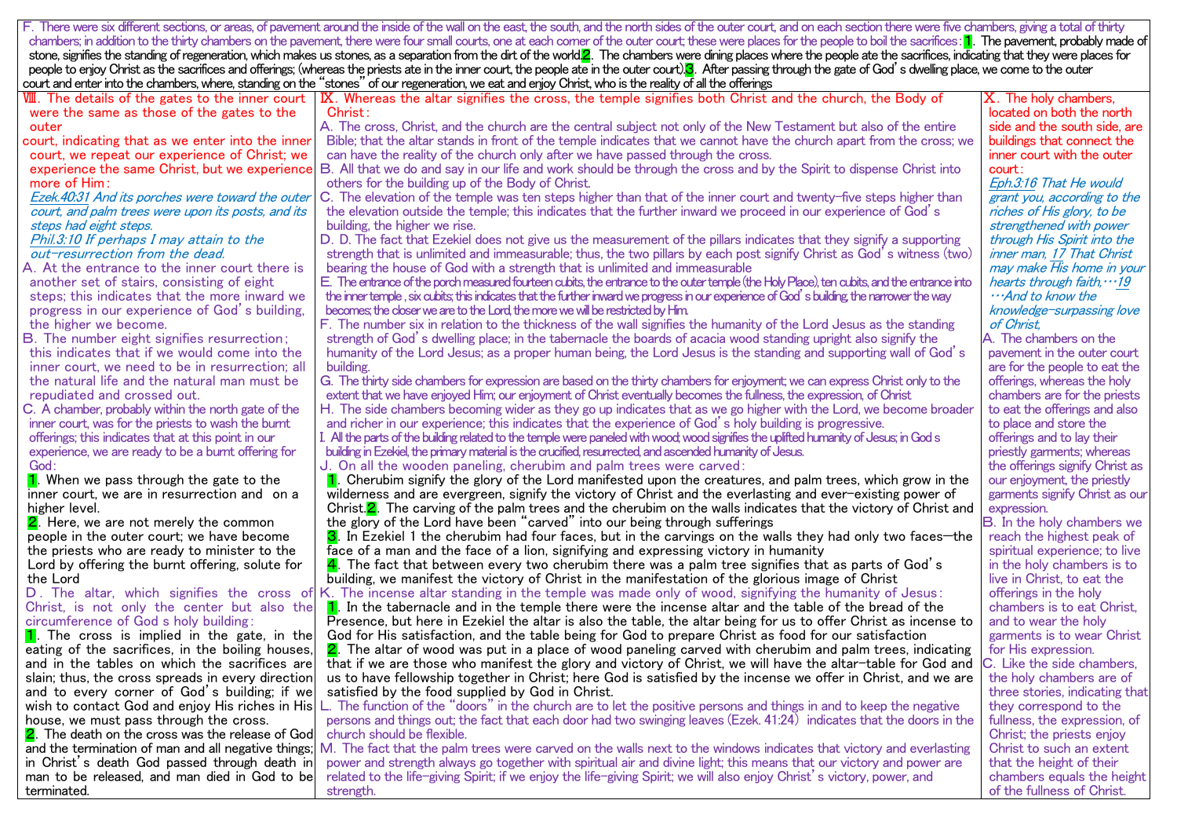F. There were six different sections, or areas, of pavement around the inside of the wall on the east, the south, and the north sides of the outer court, and on each section there were five chambers, giving a total of thirty chambers; in addition to the thirty chambers on the pavement, there were four small courts, one at each corner of the outer court; these were places for the people to boil the sacrifices: 1. The pavement, probably made of stone, signifies the standing of regeneration, which makes us stones, as a separation from the dirt of the world. 2. The chambers were dining places where the people ate the sacrifices, indicating that they were places for people to enjoy Christ as the sacrifices and offerings; (whereas the priests ate in the inner court, the people ate in the outer court). 3. After passing through the gate of God's dwelling place, we come to the outer court and enter into the chambers, where, standing on the "stones" of our regeneration, we eat and enjoy Christ, who is the reality of all the offerings

Ⅷ. The details of the gates to the inner court were the same as those of the gates to the outer court, indicating that as we enter into the inner court, we repeat our experience of Christ; we experience the same Christ, but we experience more of Him:

*Ezek.40:31 And its porches were toward the outer court, and palm trees were upon its posts, and its steps had eight steps.*

*Phil.3:10 If perhaps I may attain to the out-resurrection from the dead.*

A. At the entrance to the inner court there is another set of stairs, consisting of eight steps; this indicates that the more inward we progress in our experience of God's building, the higher we become.

B. The number eight signifies resurrection; this indicates that if we would come into the inner court, we need to be in resurrection; all the natural life and the natural man must be repudiated and crossed out.

C. A chamber, probably within the north gate of the inner court, was for the priests to wash the burnt offerings; this indicates that at this point in our experience, we are ready to be a burnt offering for God:

1. When we pass through the gate to the inner court, we are in resurrection and on a higher level.

2. Here, we are not merely the common people in the outer court; we have become the priests who are ready to minister to the Lord by offering the burnt offering, solute for the Lord

D. The altar, which signifies the cross of Christ, is not only the center but also the circumference of God s holy building:

1. The cross is implied in the gate, in the eating of the sacrifices, in the boiling houses, and in the tables on which the sacrifices are slain; thus, the cross spreads in every direction and to every corner of God's building; if we wish to contact God and enjoy His riches in His house, we must pass through the cross.

2. The death on the cross was the release of God and the termination of man and all negative things; in Christ's death God passed through death in man to be released, and man died in God to be terminated.

Ⅸ. Whereas the altar signifies the cross, the temple signifies both Christ and the church, the Body of Christ:

A. The cross, Christ, and the church are the central subject not only of the New Testament but also of the entire Bible; that the altar stands in front of the temple indicates that we cannot have the church apart from the cross; we can have the reality of the church only after we have passed through the cross.

B. All that we do and say in our life and work should be through the cross and by the Spirit to dispense Christ into others for the building up of the Body of Christ.

C. The elevation of the temple was ten steps higher than that of the inner court and twenty-five steps higher than the elevation outside the temple; this indicates that the further inward we proceed in our experience of God's building, the higher we rise.

D. D. The fact that Ezekiel does not give us the measurement of the pillars indicates that they signify a supporting strength that is unlimited and immeasurable; thus, the two pillars by each post signify Christ as God's witness (two) bearing the house of God with a strength that is unlimited and immeasurable

E. The entrance of the porch measured fourteen cubits, the entrance to the outer temple (the Holy Place), ten cubits, and the entrance into the inner temple , six cubits; this indicates that the further inward we progress in our experience of God's building, the narrower the way becomes; the closer we are to the Lord, the more we will be restricted by Him.

F. The number six in relation to the thickness of the wall signifies the humanity of the Lord Jesus as the standing strength of God's dwelling place; in the tabernacle the boards of acacia wood standing upright also signify the humanity of the Lord Jesus; as a proper human being, the Lord Jesus is the standing and supporting wall of God's building.

G. The thirty side chambers for expression are based on the thirty chambers for enjoyment; we can express Christ only to the extent that we have enjoyed Him; our enjoyment of Christ eventually becomes the fullness, the expression, of Christ

H. The side chambers becoming wider as they go up indicates that as we go higher with the Lord, we become broader and richer in our experience; this indicates that the experience of God's holy building is progressive.

I. All the parts of the building related to the temple were paneled with wood; wood signifies the uplifted humanity of Jesus; in God s building in Ezekiel, the primary material is the crucified, resurrected, and ascended humanity of Jesus.

J. On all the wooden paneling, cherubim and palm trees were carved:

1. Cherubim signify the glory of the Lord manifested upon the creatures, and palm trees, which grow in the wilderness and are evergreen, signify the victory of Christ and the everlasting and ever-existing power of Christ. 2. The carving of the palm trees and the cherubim on the walls indicates that the victory of Christ and the glory of the Lord have been "carved" into our being through sufferings

3. In Ezekiel 1 the cherubim had four faces, but in the carvings on the walls they had only two faces—the face of a man and the face of a lion, signifying and expressing victory in humanity

4. The fact that between every two cherubim there was a palm tree signifies that as parts of God's building, we manifest the victory of Christ in the manifestation of the glorious image of Christ

K. The incense altar standing in the temple was made only of wood, signifying the humanity of Jesus:

1. In the tabernacle and in the temple there were the incense altar and the table of the bread of the Presence, but here in Ezekiel the altar is also the table, the altar being for us to offer Christ as incense to God for His satisfaction, and the table being for God to prepare Christ as food for our satisfaction

2. The altar of wood was put in a place of wood paneling carved with cherubim and palm trees, indicating that if we are those who manifest the glory and victory of Christ, we will have the altar-table for God and us to have fellowship together in Christ; here God is satisfied by the incense we offer in Christ, and we are satisfied by the food supplied by God in Christ.

L. The function of the "doors" in the church are to let the positive persons and things in and to keep the negative persons and things out; the fact that each door had two swinging leaves (Ezek. 41:24) indicates that the doors in the church should be flexible.

M. The fact that the palm trees were carved on the walls next to the windows indicates that victory and everlasting power and strength always go together with spiritual air and divine light; this means that our victory and power are related to the life-giving Spirit; if we enjoy the life-giving Spirit; we will also enjoy Christ's victory, power, and strength.

Ⅹ. The holy chambers, located on both the north side and the south side, are buildings that connect the inner court with the outer court:

*Eph.3:16 That He would grant you, according to the riches of His glory, to be strengthened with power through His Spirit into the inner man, 17 That Christ may make His home in your hearts through faith,…19 …And to know the knowledge-surpassing love of Christ,*

A. The chambers on the pavement in the outer court are for the people to eat the offerings, whereas the holy chambers are for the priests to eat the offerings and also to place and store the offerings and to lay their priestly garments; whereas the offerings signify Christ as our enjoyment, the priestly garments signify Christ as our expression.

B. In the holy chambers we reach the highest peak of spiritual experience; to live in the holy chambers is to live in Christ, to eat the offerings in the holy chambers is to eat Christ, and to wear the holy garments is to wear Christ for His expression.

C. Like the side chambers, the holy chambers are of three stories, indicating that they correspond to the fullness, the expression, of Christ; the priests enjoy Christ to such an extent that the height of their chambers equals the height of the fullness of Christ.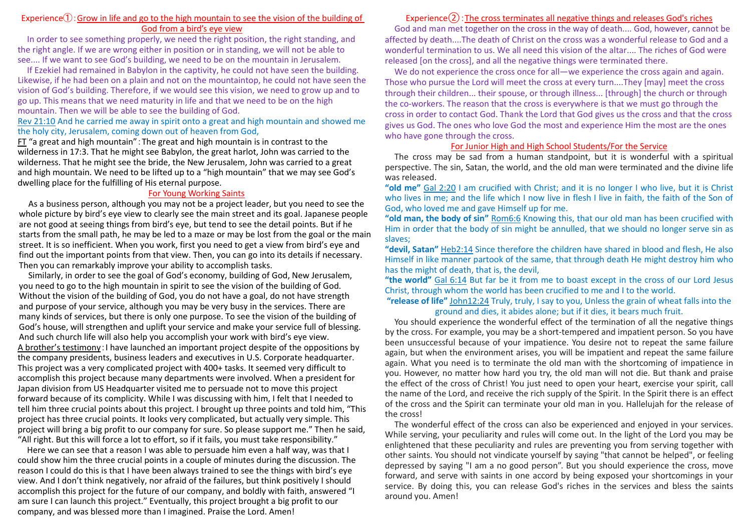## Experience①: Grow in life and go to the high mountain to see the vision of the building of God from a bird's eye view

In order to see something properly, we need the right position, the right standing, and the right angle. If we are wrong either in position or in standing, we will not be able to see.... If we want to see God's building, we need to be on the mountain in Jerusalem.

If Ezekiel had remained in Babylon in the captivity, he could not have seen the building. Likewise, if he had been on a plain and not on the mountaintop, he could not have seen the vision of God's building. Therefore, if we would see this vision, we need to grow up and to go up. This means that we need maturity in life and that we need to be on the high mountain. Then we will be able to see the building of God.

Rev 21:10 And he carried me away in spirit onto a great and high mountain and showed me the holy city, Jerusalem, coming down out of heaven from God,

FT "a great and high mountain": The great and high mountain is in contrast to the wilderness in 17:3. That he might see Babylon, the great harlot, John was carried to the wilderness. That he might see the bride, the New Jerusalem, John was carried to a great and high mountain. We need to be lifted up to a "high mountain" that we may see God's dwelling place for the fulfilling of His eternal purpose.

### For Young Working Saints

As a business person, although you may not be a project leader, but you need to see the whole picture by bird's eye view to clearly see the main street and its goal. Japanese people are not good at seeing things from bird's eye, but tend to see the detail points. But if he starts from the small path, he may be led to a maze or may be lost from the goal or the main street. It is so inefficient. When you work, first you need to get a view from bird's eye and find out the important points from that view. Then, you can go into its details if necessary. Then you can remarkably improve your ability to accomplish tasks.

Similarly, in order to see the goal of God's economy, building of God, New Jerusalem, you need to go to the high mountain in spirit to see the vision of the building of God. Without the vision of the building of God, you do not have a goal, do not have strength and purpose of your service, although you may be very busy in the services. There are many kinds of services, but there is only one purpose. To see the vision of the building of God's house, will strengthen and uplift your service and make your service full of blessing. And such church life will also help you accomplish your work with bird's eye view.

A brother's testimony: I have launched an important project despite of the oppositions by the company presidents, business leaders and executives in U.S. Corporate headquarter. This project was a very complicated project with 400+ tasks. It seemed very difficult to accomplish this project because many departments were involved. When a president for Japan division from US Headquarter visited me to persuade not to move this project forward because of its complicity. While I was discussing with him, I felt that I needed to tell him three crucial points about this project. I brought up three points and told him, "This project has three crucial points. It looks very complicated, but actually very simple. This project will bring a big profit to our company for sure. So please support me." Then he said, "All right. But this will force a lot to effort, so if it fails, you must take responsibility."

Here we can see that a reason I was able to persuade him even a half way, was that I could show him the three crucial points in a couple of minutes during the discussion. The reason I could do this is that I have been always trained to see the things with bird's eye view. And I don't think negatively, nor afraid of the failures, but think positively I should accomplish this project for the future of our company, and boldly with faith, answered "I am sure I can launch this project." Eventually, this project brought a big profit to our company, and was blessed more than I imagined. Praise the Lord. Amen!

## Experience②: The cross terminates all negative things and releases God's riches

God and man met together on the cross in the way of death.... God, however, cannot be affected by death....The death of Christ on the cross was a wonderful release to God and a wonderful termination to us. We all need this vision of the altar.... The riches of God were released [on the cross], and all the negative things were terminated there.

We do not experience the cross once for all—we experience the cross again and again. Those who pursue the Lord will meet the cross at every turn....They [may] meet the cross through their children... their spouse, or through illness... [through] the church or through the co-workers. The reason that the cross is everywhere is that we must go through the cross in order to contact God. Thank the Lord that God gives us the cross and that the cross gives us God. The ones who love God the most and experience Him the most are the ones who have gone through the cross.

### For Junior High and High School Students/For the Service

The cross may be sad from a human standpoint, but it is wonderful with a spiritual perspective. The sin, Satan, the world, and the old man were terminated and the divine life was released.

**"old me"** Gal 2:20 I am crucified with Christ; and it is no longer I who live, but it is Christ who lives in me; and the life which I now live in flesh I live in faith, the faith of the Son of God, who loved me and gave Himself up for me.

**"old man, the body of sin"** Rom6:6 Knowing this, that our old man has been crucified with Him in order that the body of sin might be annulled, that we should no longer serve sin as slaves;

**"devil, Satan"** Heb2:14 Since therefore the children have shared in blood and flesh, He also Himself in like manner partook of the same, that through death He might destroy him who has the might of death, that is, the devil,

**"the world"** Gal 6:14 But far be it from me to boast except in the cross of our Lord Jesus Christ, through whom the world has been crucified to me and I to the world.

**"release of life"** John12:24 Truly, truly, I say to you, Unless the grain of wheat falls into the ground and dies, it abides alone; but if it dies, it bears much fruit.

You should experience the wonderful effect of the termination of all the negative things by the cross. For example, you may be a short-tempered and impatient person. So you have been unsuccessful because of your impatience. You desire not to repeat the same failure again, but when the environment arises, you will be impatient and repeat the same failure again. What you need is to terminate the old man with the shortcoming of impatience in you. However, no matter how hard you try, the old man will not die. But thank and praise the effect of the cross of Christ! You just need to open your heart, exercise your spirit, call the name of the Lord, and receive the rich supply of the Spirit. In the Spirit there is an effect of the cross and the Spirit can terminate your old man in you. Hallelujah for the release of the cross!

The wonderful effect of the cross can also be experienced and enjoyed in your services. While serving, your peculiarity and rules will come out. In the light of the Lord you may be enlightened that these peculiarity and rules are preventing you from serving together with other saints. You should not vindicate yourself by saying "that cannot be helped", or feeling depressed by saying "I am a no good person". But you should experience the cross, move forward, and serve with saints in one accord by being exposed your shortcomings in your service. By doing this, you can release God's riches in the services and bless the saints around you. Amen!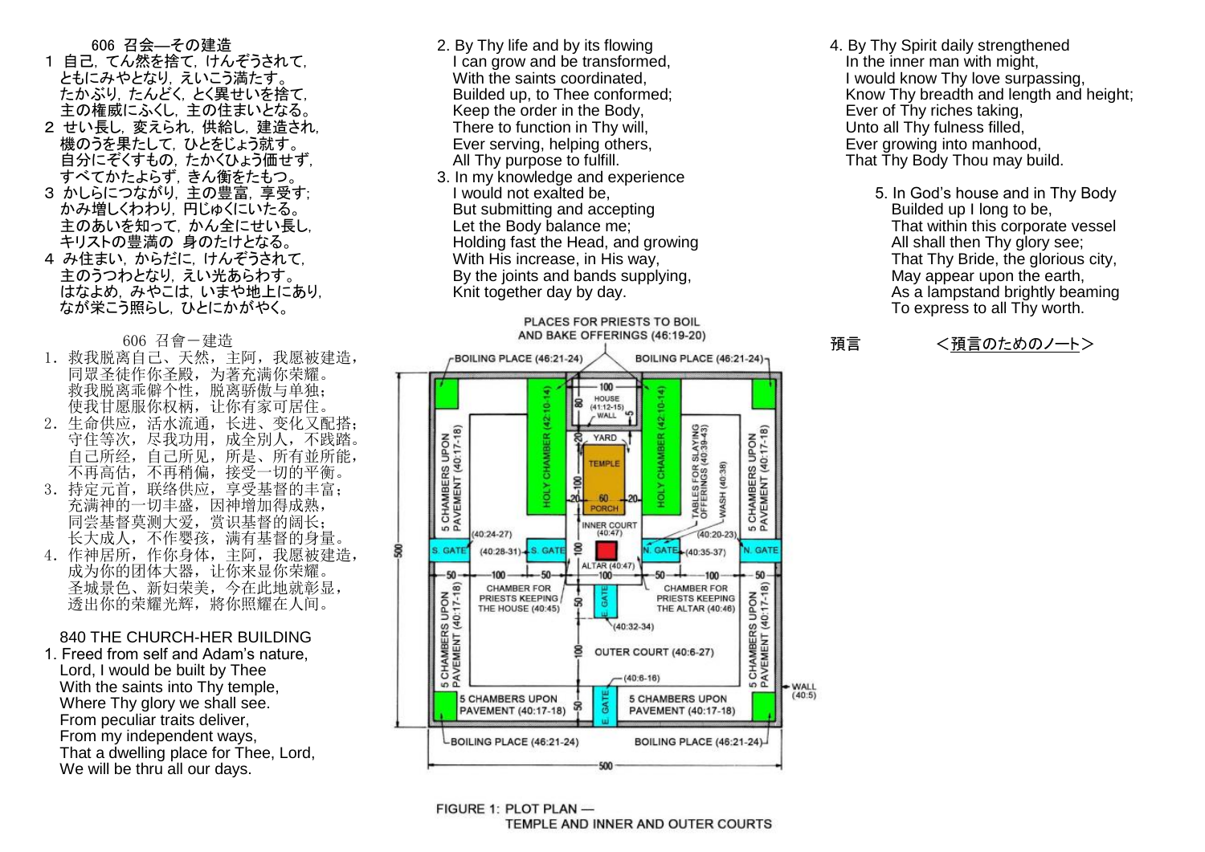606 召会―その建造

1 自己，てん然を捨て，けんぞうされて，
ともにみやとなり，えいこう満たす。
たかぶり，たんどく，とく異せいを捨て，
主の権威にふくし，主の住まいとなる。

2 せい長し，変えられ，供給し，建造され，
機のうを果たして，ひとをじょう就す。
自分にぞくすもの，たかくひょう価せず，
すべてかたよらず，きん衡をたもつ。

3 かしらにつながり，主の豊富，享受す;
かみ増しくわわり，円じゅくにいたる。
主のあいを知って，かん全にせい長し，
キリストの豊満の 身のたけとなる。

4 み住まい，からだに，けんぞうされて，
主のうつわとなり，えい光あらわす。
はなよめ，みやこは，いまや地上にあり，
なが栄こう照らし，ひとにかがやく。

606 召會－建造

1．救我脱离自己、天然，主阿，我愿被建造，
同众圣徒作你圣殿，为著充满你荣耀。
救我脱离乖僻个性，脱离骄傲与单独；
使我甘愿服你权柄，让你有家可居住。

2．生命供应，活水流通，长进、变化又配搭；
守住等次，尽我功用，成全别人，不践踏。
自己所经，自己所见，所是、所有並所能，
不再高估，不再稍偏，接受一切的平衡。

3．持定元首，联络供应，享受基督的丰富；
充满神的一切丰盛，因神增加得成熟，
同尝基督莫测大爱，赏识基督的阔长；
长大成人，不作婴孩，满有基督的身量。

4．作神居所，作你身体，主阿，我愿被建造，
成为你的团体大器，让你来显你荣耀。
圣城景色、新妇荣美，今在此地就彰显，
透出你的荣耀光辉，将你照耀在人间。

840 THE CHURCH-HER BUILDING

1. Freed from self and Adam's nature,
Lord, I would be built by Thee
With the saints into Thy temple,
Where Thy glory we shall see.
From peculiar traits deliver,
From my independent ways,
That a dwelling place for Thee, Lord,
We will be thru all our days.

2. By Thy life and by its flowing
I can grow and be transformed,
With the saints coordinated,
Builded up, to Thee conformed;
Keep the order in the Body,
There to function in Thy will,
Ever serving, helping others,
All Thy purpose to fulfill.

3. In my knowledge and experience
I would not exalted be,
But submitting and accepting
Let the Body balance me;
Holding fast the Head, and growing
With His increase, in His way,
By the joints and bands supplying,
Knit together day by day.

PLACES FOR PRIESTS TO BOIL AND BAKE OFFERINGS (46:19-20)

BOILING PLACE (46:21-24)
BOILING PLACE (46:21-24)
HOLY CHAMBER (42:10-14)
HOLY CHAMBER (42:10-14)
HOUSE (41:12-15)
WALL
100
80
5
YARD
20
TEMPLE
100
60
20
20
PORCH
INNER COURT (40:47)
5 CHAMBERS UPON PAVEMENT (40:17-18)
5 CHAMBERS UPON PAVEMENT (40:17-18)
TABLES FOR SLAYING OFFERINGS (40:39-43)
WASH (40:38)
(40:24-27)
(40:20-23)
S. GATE
(40:28-31)
S. GATE
100
N. GATE
(40:35-37)
N. GATE
ALTAR (40:47)
500
50
100
50
100
50
100
50
CHAMBER FOR PRIESTS KEEPING THE HOUSE (40:45)
CHAMBER FOR PRIESTS KEEPING THE ALTAR (40:46)
E. GATE
(40:32-34)
OUTER COURT (40:6-27)
(40:6-16)
WALL (40:5)
5 CHAMBERS UPON PAVEMENT (40:17-18)
5 CHAMBERS UPON PAVEMENT (40:17-18)
5 CHAMBERS UPON PAVEMENT (40:17-18)
5 CHAMBERS UPON PAVEMENT (40:17-18)
E. GATE
50
BOILING PLACE (46:21-24)
BOILING PLACE (46:21-24)
500

FIGURE 1: PLOT PLAN — TEMPLE AND INNER AND OUTER COURTS

4. By Thy Spirit daily strengthened
In the inner man with might,
I would know Thy love surpassing,
Know Thy breadth and length and height;
Ever of Thy riches taking,
Unto all Thy fulness filled,
Ever growing into manhood,
That Thy Body Thou may build.

5. In God's house and in Thy Body
Builded up I long to be,
That within this corporate vessel
All shall then Thy glory see;
That Thy Bride, the glorious city,
May appear upon the earth,
As a lampstand brightly beaming
To express to all Thy worth.

預言　　　<預言のためのノート>